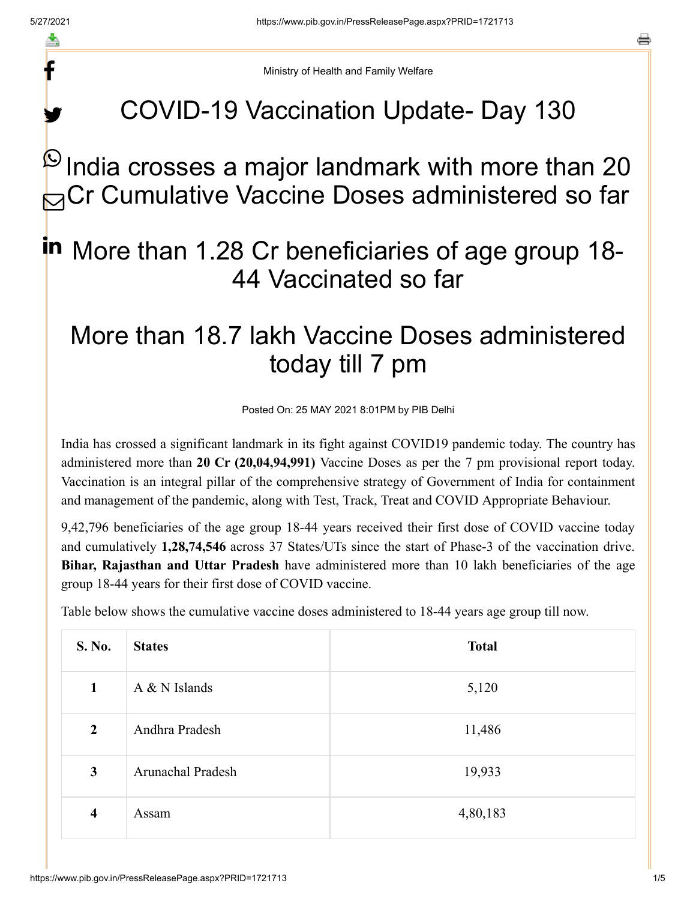Ministry of Health and Family Welfare

# COVID-19 Vaccination Update- Day 130

## India crosses a major landmark with more than 20 Cr Cumulative Vaccine Doses administered so far

## More than 1.28 Cr beneficiaries of age group 18-44 Vaccinated so far

## More than 18.7 lakh Vaccine Doses administered today till 7 pm

Posted On: 25 MAY 2021 8:01PM by PIB Delhi

India has crossed a significant landmark in its fight against COVID19 pandemic today. The country has administered more than **20 Cr (20,04,94,991)** Vaccine Doses as per the 7 pm provisional report today. Vaccination is an integral pillar of the comprehensive strategy of Government of India for containment and management of the pandemic, along with Test, Track, Treat and COVID Appropriate Behaviour.

9,42,796 beneficiaries of the age group 18-44 years received their first dose of COVID vaccine today and cumulatively **1,28,74,546** across 37 States/UTs since the start of Phase-3 of the vaccination drive. **Bihar, Rajasthan and Uttar Pradesh** have administered more than 10 lakh beneficiaries of the age group 18-44 years for their first dose of COVID vaccine.

Table below shows the cumulative vaccine doses administered to 18-44 years age group till now.

| S. No. | States | Total |
|---|---|---|
| 1 | A & N Islands | 5,120 |
| 2 | Andhra Pradesh | 11,486 |
| 3 | Arunachal Pradesh | 19,933 |
| 4 | Assam | 4,80,183 |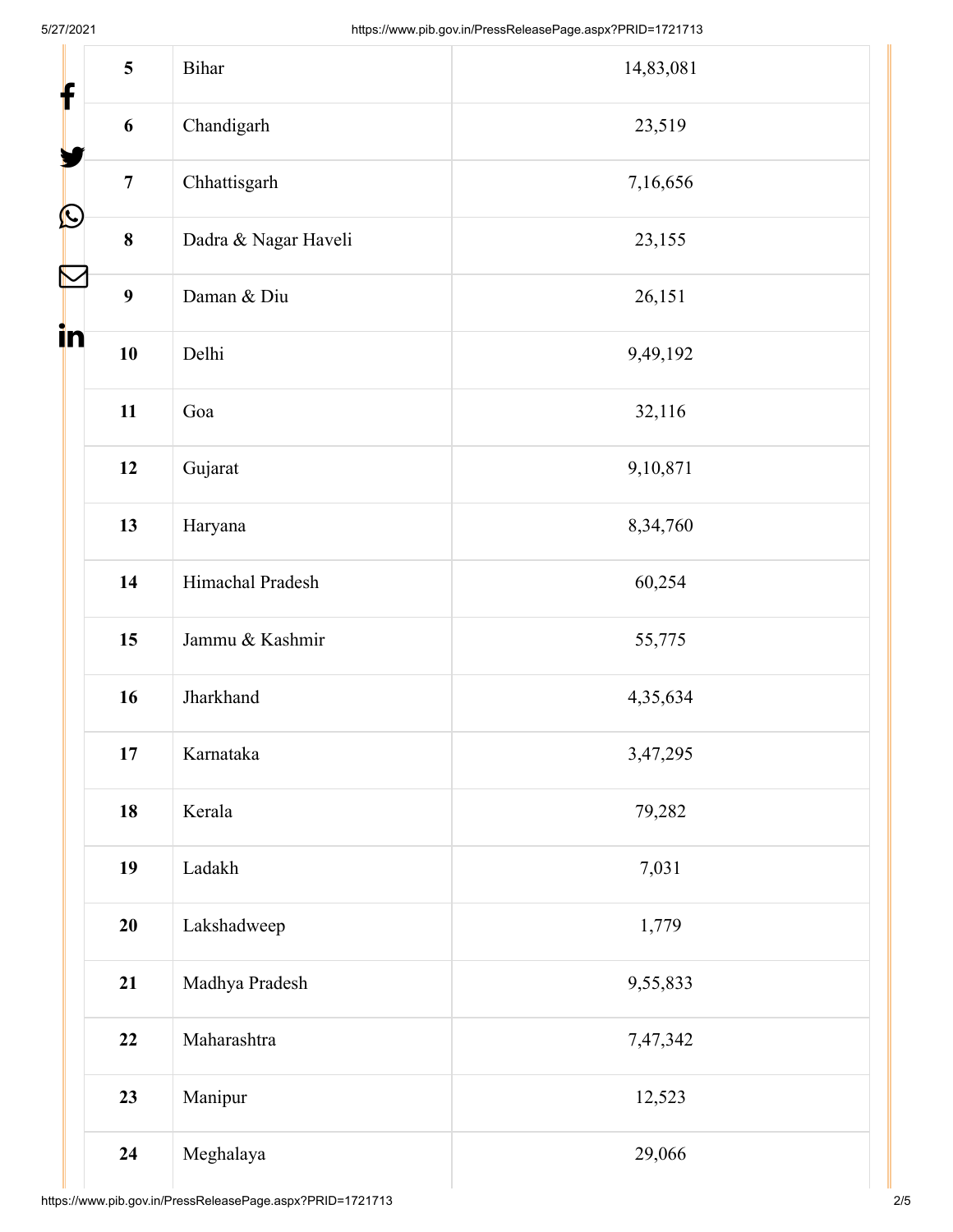| 5 | Bihar | 14,83,081 |
|---|---|---|
| 6 | Chandigarh | 23,519 |
| 7 | Chhattisgarh | 7,16,656 |
| 8 | Dadra & Nagar Haveli | 23,155 |
| 9 | Daman & Diu | 26,151 |
| 10 | Delhi | 9,49,192 |
| 11 | Goa | 32,116 |
| 12 | Gujarat | 9,10,871 |
| 13 | Haryana | 8,34,760 |
| 14 | Himachal Pradesh | 60,254 |
| 15 | Jammu & Kashmir | 55,775 |
| 16 | Jharkhand | 4,35,634 |
| 17 | Karnataka | 3,47,295 |
| 18 | Kerala | 79,282 |
| 19 | Ladakh | 7,031 |
| 20 | Lakshadweep | 1,779 |
| 21 | Madhya Pradesh | 9,55,833 |
| 22 | Maharashtra | 7,47,342 |
| 23 | Manipur | 12,523 |
| 24 | Meghalaya | 29,066 |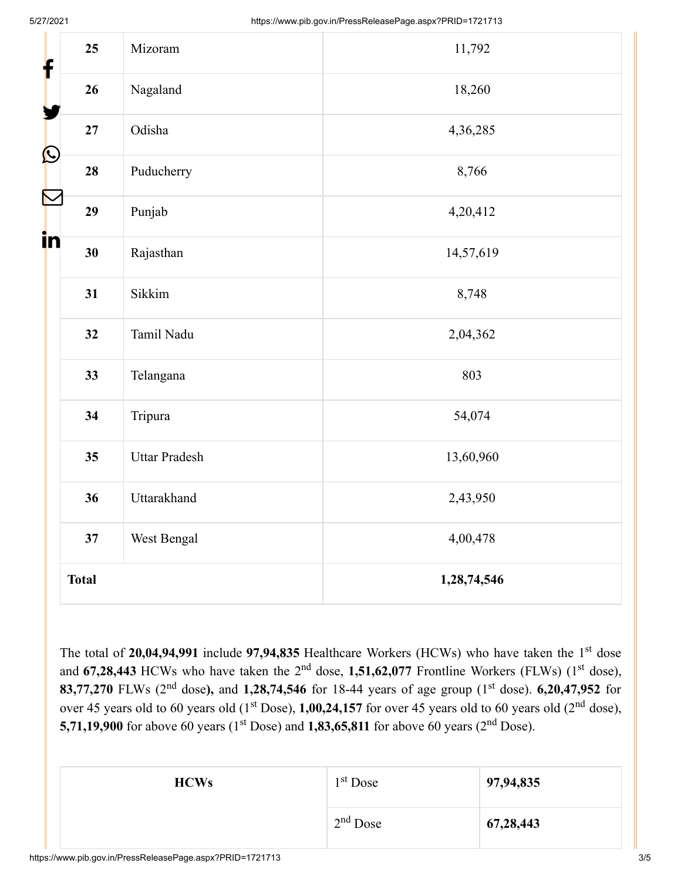| 25 | Mizoram | 11,792 |
|---|---|---|
| 26 | Nagaland | 18,260 |
| 27 | Odisha | 4,36,285 |
| 28 | Puducherry | 8,766 |
| 29 | Punjab | 4,20,412 |
| 30 | Rajasthan | 14,57,619 |
| 31 | Sikkim | 8,748 |
| 32 | Tamil Nadu | 2,04,362 |
| 33 | Telangana | 803 |
| 34 | Tripura | 54,074 |
| 35 | Uttar Pradesh | 13,60,960 |
| 36 | Uttarakhand | 2,43,950 |
| 37 | West Bengal | 4,00,478 |
| **Total** | | **1,28,74,546** |

The total of **20,04,94,991** include **97,94,835** Healthcare Workers (HCWs) who have taken the 1st dose and **67,28,443** HCWs who have taken the 2nd dose, **1,51,62,077** Frontline Workers (FLWs) (1st dose), **83,77,270** FLWs (2nd dose**),** and **1,28,74,546** for 18-44 years of age group (1st dose). **6,20,47,952** for over 45 years old to 60 years old (1st Dose), **1,00,24,157** for over 45 years old to 60 years old (2nd dose), **5,71,19,900** for above 60 years (1st Dose) and **1,83,65,811** for above 60 years (2nd Dose).

| **HCWs** | 1st Dose | **97,94,835** |
|---|---|---|
| | 2nd Dose | **67,28,443** |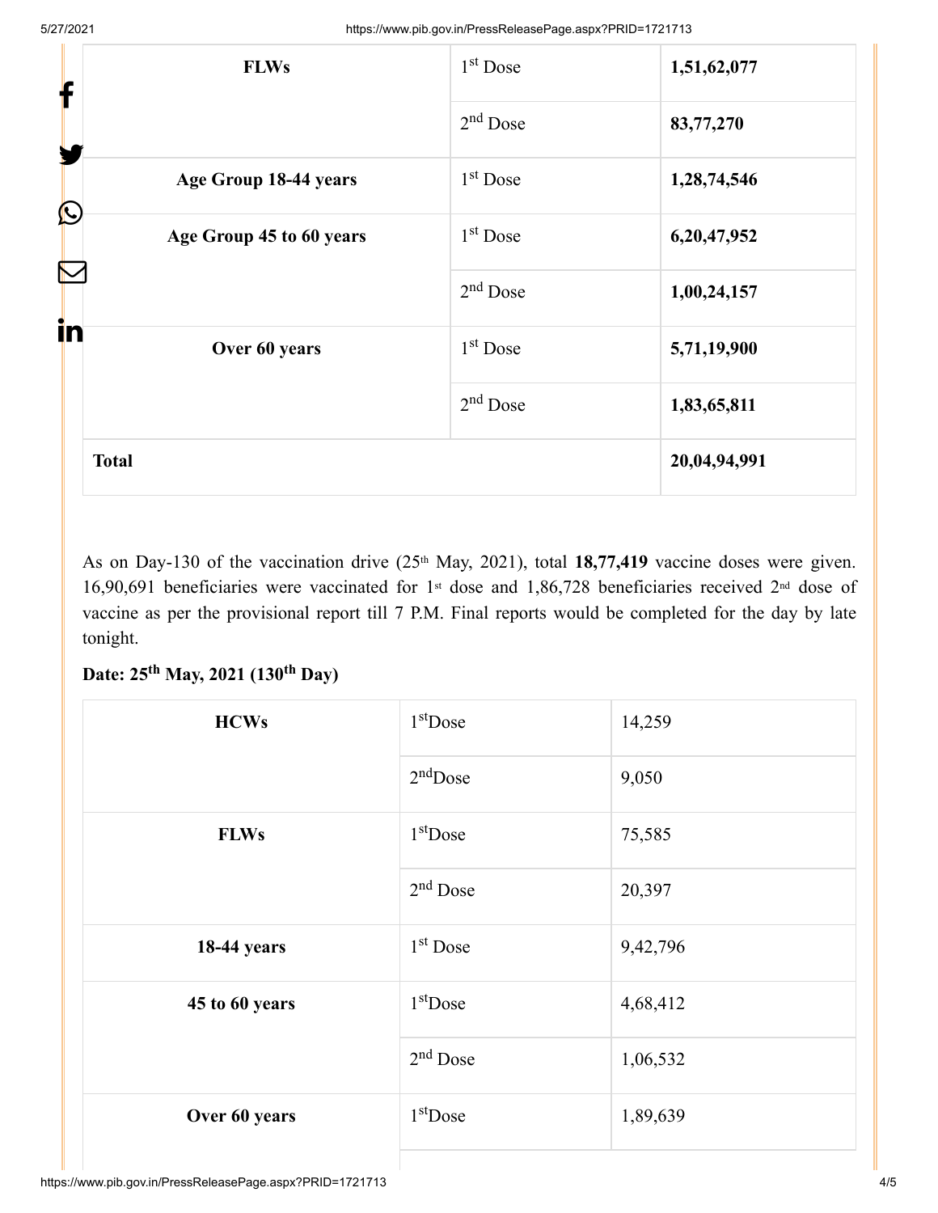| | | |
|---|---|---|
| **FLWs** | 1st Dose | **1,51,62,077** |
| | 2nd Dose | **83,77,270** |
| **Age Group 18-44 years** | 1st Dose | **1,28,74,546** |
| **Age Group 45 to 60 years** | 1st Dose | **6,20,47,952** |
| | 2nd Dose | **1,00,24,157** |
| **Over 60 years** | 1st Dose | **5,71,19,900** |
| | 2nd Dose | **1,83,65,811** |
| **Total** | | **20,04,94,991** |

As on Day-130 of the vaccination drive (25th May, 2021), total **18,77,419** vaccine doses were given. 16,90,691 beneficiaries were vaccinated for 1st dose and 1,86,728 beneficiaries received 2nd dose of vaccine as per the provisional report till 7 P.M. Final reports would be completed for the day by late tonight.

**Date: 25th May, 2021 (130th Day)**

| | | |
|---|---|---|
| **HCWs** | 1stDose | 14,259 |
| | 2ndDose | 9,050 |
| **FLWs** | 1stDose | 75,585 |
| | 2nd Dose | 20,397 |
| **18-44 years** | 1st Dose | 9,42,796 |
| **45 to 60 years** | 1stDose | 4,68,412 |
| | 2nd Dose | 1,06,532 |
| **Over 60 years** | 1stDose | 1,89,639 |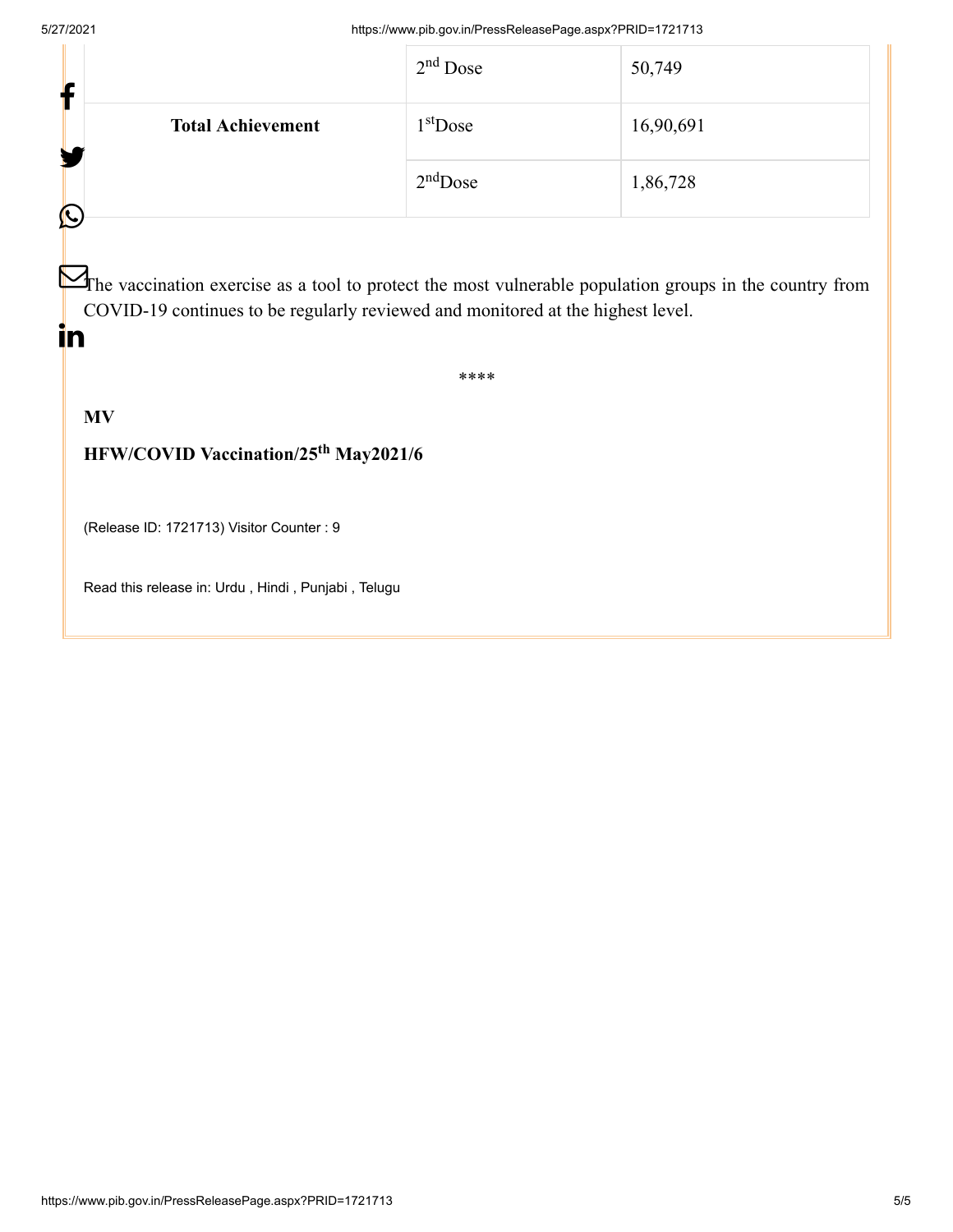| | | |
|---|---|---|
| | 2nd Dose | 50,749 |
| Total Achievement | 1stDose | 16,90,691 |
| | 2ndDose | 1,86,728 |

The vaccination exercise as a tool to protect the most vulnerable population groups in the country from COVID-19 continues to be regularly reviewed and monitored at the highest level.

****

**MV**

**HFW/COVID Vaccination/25th May2021/6**

(Release ID: 1721713) Visitor Counter : 9

Read this release in: Urdu , Hindi , Punjabi , Telugu